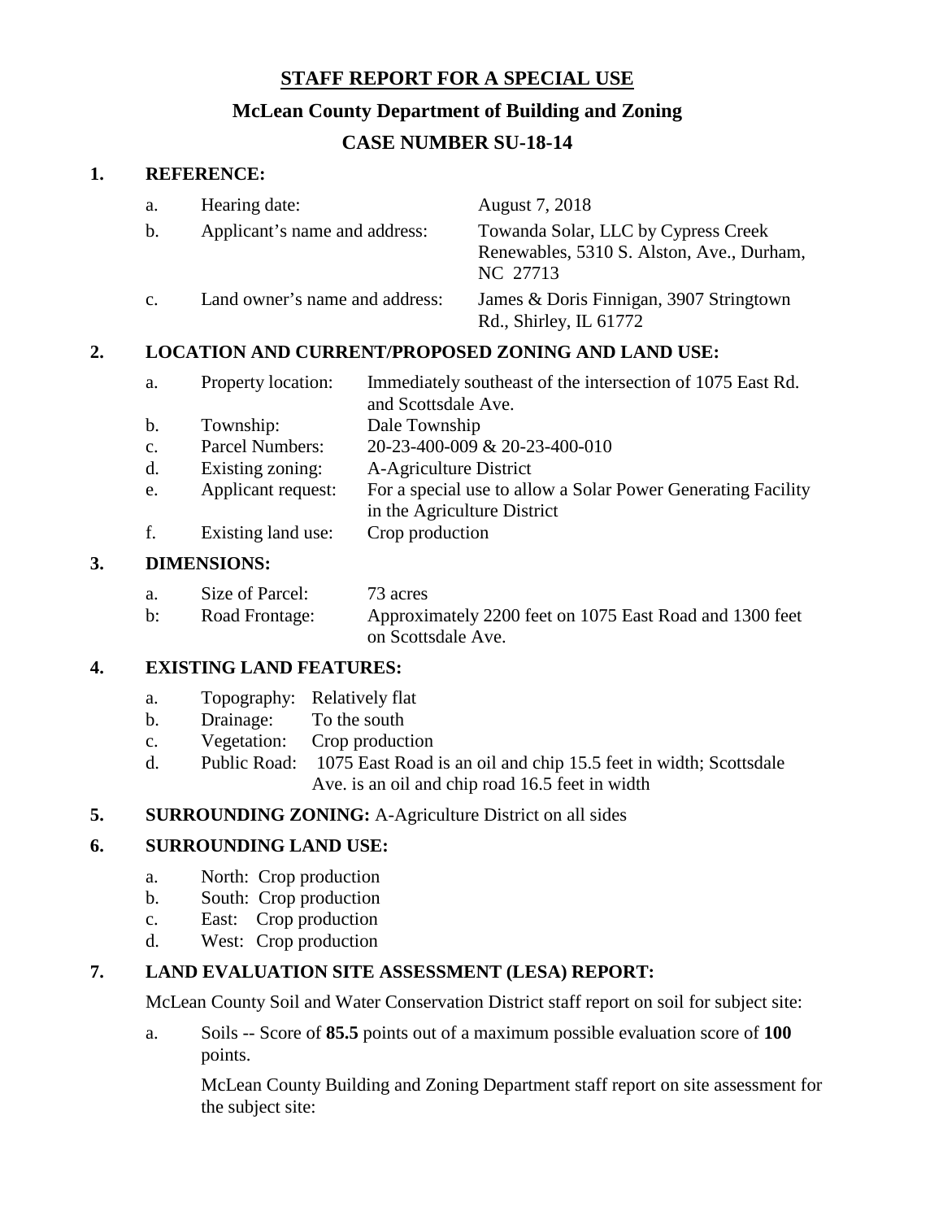**STAFF REPORT FOR A SPECIAL USE**

**McLean County Department of Building and Zoning**

**CASE NUMBER SU-18-14**

**1. REFERENCE:**

a. Hearing date: August 7, 2018

b. Applicant's name and address: Towanda Solar, LLC by Cypress Creek Renewables, 5310 S. Alston, Ave., Durham, NC 27713

c. Land owner's name and address: James & Doris Finnigan, 3907 Stringtown Rd., Shirley, IL 61772

**2. LOCATION AND CURRENT/PROPOSED ZONING AND LAND USE:**

a. Property location: Immediately southeast of the intersection of 1075 East Rd. and Scottsdale Ave.

b. Township: Dale Township

c. Parcel Numbers: 20-23-400-009 & 20-23-400-010

d. Existing zoning: A-Agriculture District

e. Applicant request: For a special use to allow a Solar Power Generating Facility in the Agriculture District

f. Existing land use: Crop production

**3. DIMENSIONS:**

a. Size of Parcel: 73 acres

b: Road Frontage: Approximately 2200 feet on 1075 East Road and 1300 feet on Scottsdale Ave.

**4. EXISTING LAND FEATURES:**

a. Topography: Relatively flat

b. Drainage: To the south

c. Vegetation: Crop production

d. Public Road: 1075 East Road is an oil and chip 15.5 feet in width; Scottsdale Ave. is an oil and chip road 16.5 feet in width

**5. SURROUNDING ZONING:** A-Agriculture District on all sides

**6. SURROUNDING LAND USE:**

a. North: Crop production

b. South: Crop production

c. East: Crop production

d. West: Crop production

**7. LAND EVALUATION SITE ASSESSMENT (LESA) REPORT:**

McLean County Soil and Water Conservation District staff report on soil for subject site:

a. Soils -- Score of **85.5** points out of a maximum possible evaluation score of **100** points.

McLean County Building and Zoning Department staff report on site assessment for the subject site: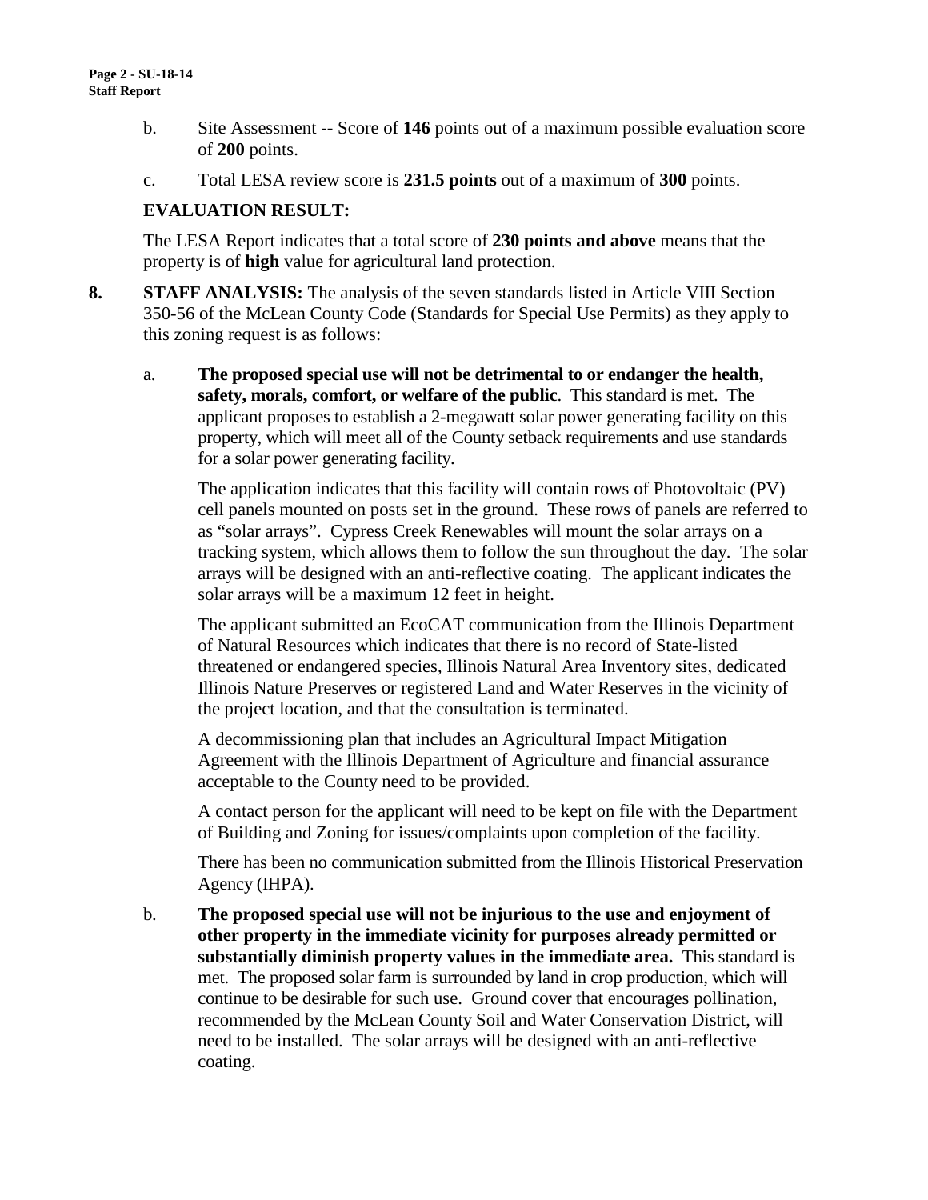b. Site Assessment -- Score of **146** points out of a maximum possible evaluation score of **200** points.

c. Total LESA review score is **231.5 points** out of a maximum of **300** points.

**EVALUATION RESULT:**

The LESA Report indicates that a total score of **230 points and above** means that the property is of **high** value for agricultural land protection.

**8. STAFF ANALYSIS:** The analysis of the seven standards listed in Article VIII Section 350-56 of the McLean County Code (Standards for Special Use Permits) as they apply to this zoning request is as follows:

a. **The proposed special use will not be detrimental to or endanger the health, safety, morals, comfort, or welfare of the public**. This standard is met. The applicant proposes to establish a 2-megawatt solar power generating facility on this property, which will meet all of the County setback requirements and use standards for a solar power generating facility.

The application indicates that this facility will contain rows of Photovoltaic (PV) cell panels mounted on posts set in the ground. These rows of panels are referred to as "solar arrays". Cypress Creek Renewables will mount the solar arrays on a tracking system, which allows them to follow the sun throughout the day. The solar arrays will be designed with an anti-reflective coating. The applicant indicates the solar arrays will be a maximum 12 feet in height.

The applicant submitted an EcoCAT communication from the Illinois Department of Natural Resources which indicates that there is no record of State-listed threatened or endangered species, Illinois Natural Area Inventory sites, dedicated Illinois Nature Preserves or registered Land and Water Reserves in the vicinity of the project location, and that the consultation is terminated.

A decommissioning plan that includes an Agricultural Impact Mitigation Agreement with the Illinois Department of Agriculture and financial assurance acceptable to the County need to be provided.

A contact person for the applicant will need to be kept on file with the Department of Building and Zoning for issues/complaints upon completion of the facility.

There has been no communication submitted from the Illinois Historical Preservation Agency (IHPA).

b. **The proposed special use will not be injurious to the use and enjoyment of other property in the immediate vicinity for purposes already permitted or substantially diminish property values in the immediate area.** This standard is met. The proposed solar farm is surrounded by land in crop production, which will continue to be desirable for such use. Ground cover that encourages pollination, recommended by the McLean County Soil and Water Conservation District, will need to be installed. The solar arrays will be designed with an anti-reflective coating.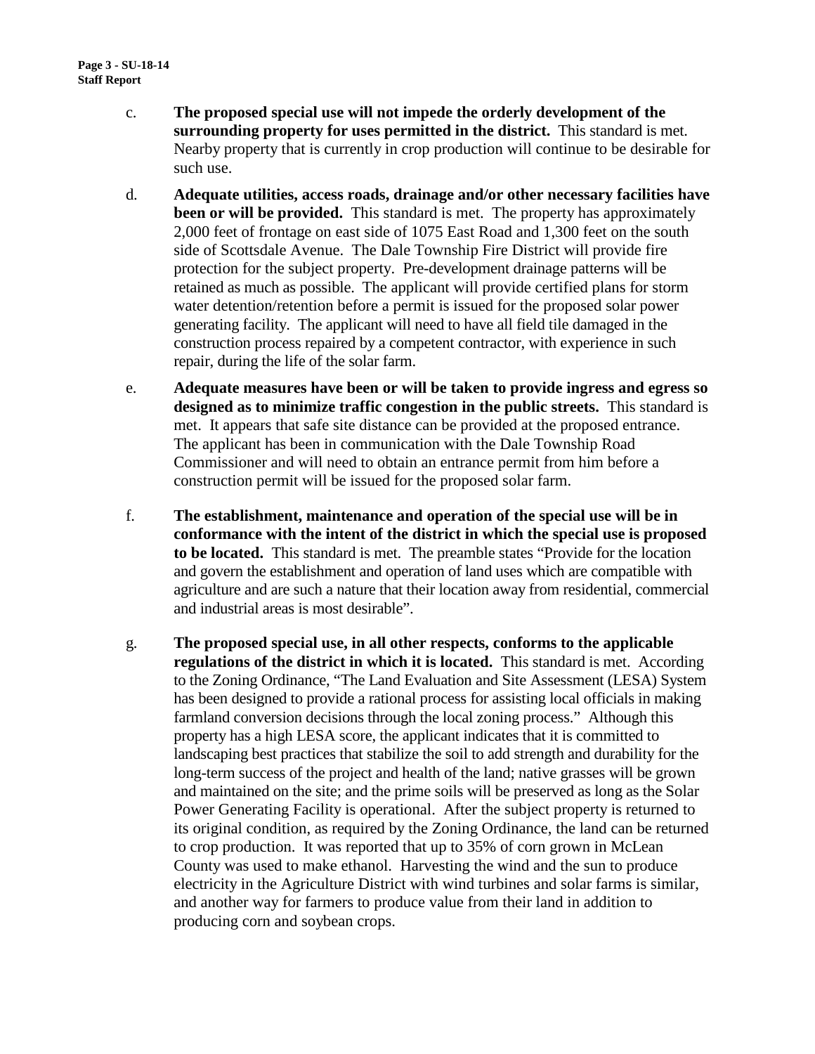c. **The proposed special use will not impede the orderly development of the surrounding property for uses permitted in the district.** This standard is met. Nearby property that is currently in crop production will continue to be desirable for such use.

d. **Adequate utilities, access roads, drainage and/or other necessary facilities have been or will be provided.** This standard is met. The property has approximately 2,000 feet of frontage on east side of 1075 East Road and 1,300 feet on the south side of Scottsdale Avenue. The Dale Township Fire District will provide fire protection for the subject property. Pre-development drainage patterns will be retained as much as possible. The applicant will provide certified plans for storm water detention/retention before a permit is issued for the proposed solar power generating facility. The applicant will need to have all field tile damaged in the construction process repaired by a competent contractor, with experience in such repair, during the life of the solar farm.

e. **Adequate measures have been or will be taken to provide ingress and egress so designed as to minimize traffic congestion in the public streets.** This standard is met. It appears that safe site distance can be provided at the proposed entrance. The applicant has been in communication with the Dale Township Road Commissioner and will need to obtain an entrance permit from him before a construction permit will be issued for the proposed solar farm.

f. **The establishment, maintenance and operation of the special use will be in conformance with the intent of the district in which the special use is proposed to be located.** This standard is met. The preamble states "Provide for the location and govern the establishment and operation of land uses which are compatible with agriculture and are such a nature that their location away from residential, commercial and industrial areas is most desirable".

g. **The proposed special use, in all other respects, conforms to the applicable regulations of the district in which it is located.** This standard is met. According to the Zoning Ordinance, "The Land Evaluation and Site Assessment (LESA) System has been designed to provide a rational process for assisting local officials in making farmland conversion decisions through the local zoning process." Although this property has a high LESA score, the applicant indicates that it is committed to landscaping best practices that stabilize the soil to add strength and durability for the long-term success of the project and health of the land; native grasses will be grown and maintained on the site; and the prime soils will be preserved as long as the Solar Power Generating Facility is operational. After the subject property is returned to its original condition, as required by the Zoning Ordinance, the land can be returned to crop production. It was reported that up to 35% of corn grown in McLean County was used to make ethanol. Harvesting the wind and the sun to produce electricity in the Agriculture District with wind turbines and solar farms is similar, and another way for farmers to produce value from their land in addition to producing corn and soybean crops.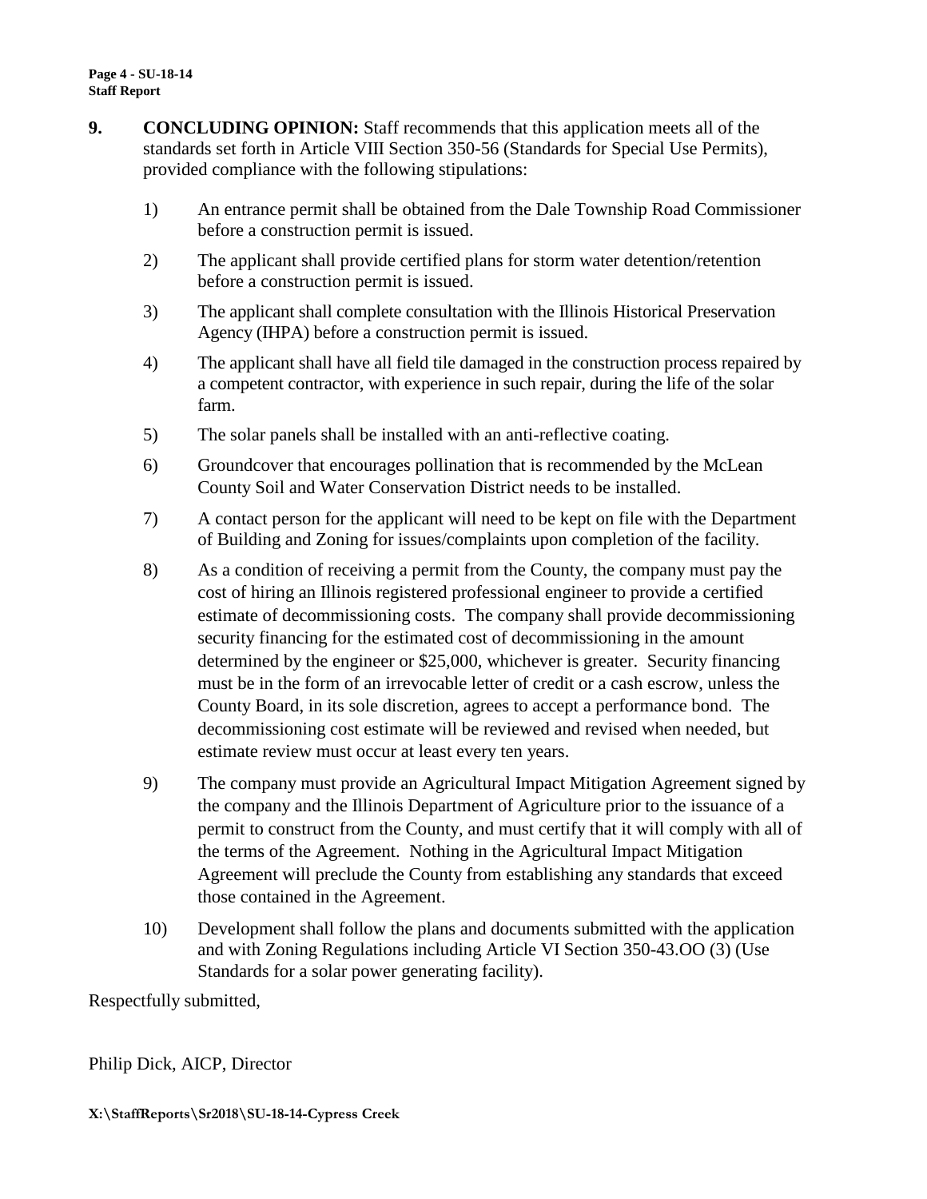**9.** **CONCLUDING OPINION:** Staff recommends that this application meets all of the standards set forth in Article VIII Section 350-56 (Standards for Special Use Permits), provided compliance with the following stipulations:

1) An entrance permit shall be obtained from the Dale Township Road Commissioner before a construction permit is issued.

2) The applicant shall provide certified plans for storm water detention/retention before a construction permit is issued.

3) The applicant shall complete consultation with the Illinois Historical Preservation Agency (IHPA) before a construction permit is issued.

4) The applicant shall have all field tile damaged in the construction process repaired by a competent contractor, with experience in such repair, during the life of the solar farm.

5) The solar panels shall be installed with an anti-reflective coating.

6) Groundcover that encourages pollination that is recommended by the McLean County Soil and Water Conservation District needs to be installed.

7) A contact person for the applicant will need to be kept on file with the Department of Building and Zoning for issues/complaints upon completion of the facility.

8) As a condition of receiving a permit from the County, the company must pay the cost of hiring an Illinois registered professional engineer to provide a certified estimate of decommissioning costs. The company shall provide decommissioning security financing for the estimated cost of decommissioning in the amount determined by the engineer or $25,000, whichever is greater. Security financing must be in the form of an irrevocable letter of credit or a cash escrow, unless the County Board, in its sole discretion, agrees to accept a performance bond. The decommissioning cost estimate will be reviewed and revised when needed, but estimate review must occur at least every ten years.

9) The company must provide an Agricultural Impact Mitigation Agreement signed by the company and the Illinois Department of Agriculture prior to the issuance of a permit to construct from the County, and must certify that it will comply with all of the terms of the Agreement. Nothing in the Agricultural Impact Mitigation Agreement will preclude the County from establishing any standards that exceed those contained in the Agreement.

10) Development shall follow the plans and documents submitted with the application and with Zoning Regulations including Article VI Section 350-43.OO (3) (Use Standards for a solar power generating facility).

Respectfully submitted,

Philip Dick, AICP, Director

**X:\StaffReports\Sr2018\SU-18-14-Cypress Creek**